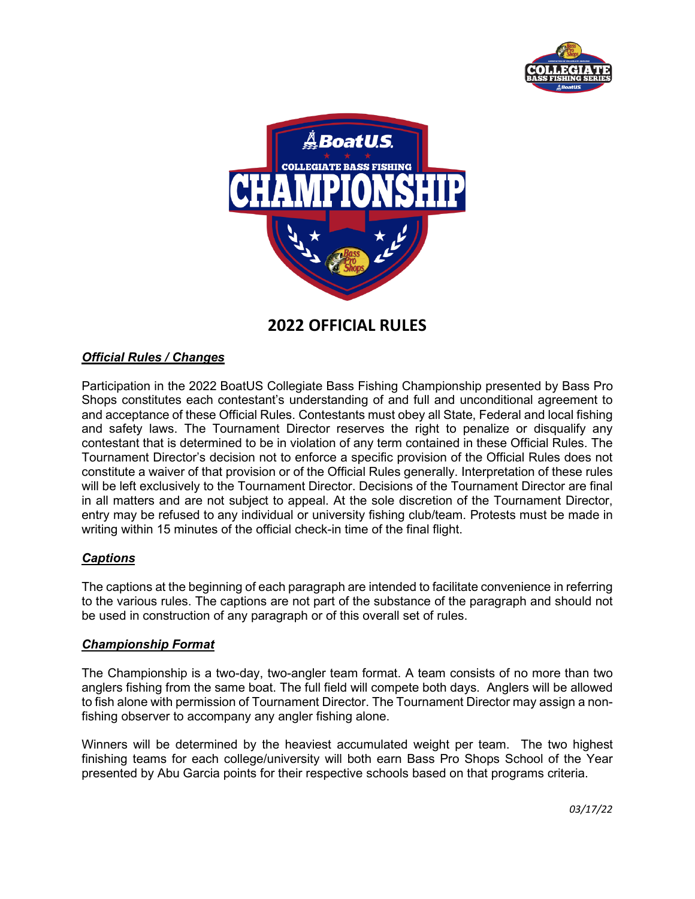# 2022 OFFICIAL RULES

***Official Rules / Changes***

Participation in the 2022 BoatUS Collegiate Bass Fishing Championship presented by Bass Pro Shops constitutes each contestant's understanding of and full and unconditional agreement to and acceptance of these Official Rules. Contestants must obey all State, Federal and local fishing and safety laws. The Tournament Director reserves the right to penalize or disqualify any contestant that is determined to be in violation of any term contained in these Official Rules. The Tournament Director's decision not to enforce a specific provision of the Official Rules does not constitute a waiver of that provision or of the Official Rules generally. Interpretation of these rules will be left exclusively to the Tournament Director. Decisions of the Tournament Director are final in all matters and are not subject to appeal. At the sole discretion of the Tournament Director, entry may be refused to any individual or university fishing club/team. Protests must be made in writing within 15 minutes of the official check-in time of the final flight.

***Captions***

The captions at the beginning of each paragraph are intended to facilitate convenience in referring to the various rules. The captions are not part of the substance of the paragraph and should not be used in construction of any paragraph or of this overall set of rules.

***Championship Format***

The Championship is a two-day, two-angler team format. A team consists of no more than two anglers fishing from the same boat. The full field will compete both days. Anglers will be allowed to fish alone with permission of Tournament Director. The Tournament Director may assign a non-fishing observer to accompany any angler fishing alone.

Winners will be determined by the heaviest accumulated weight per team. The two highest finishing teams for each college/university will both earn Bass Pro Shops School of the Year presented by Abu Garcia points for their respective schools based on that programs criteria.

*03/17/22*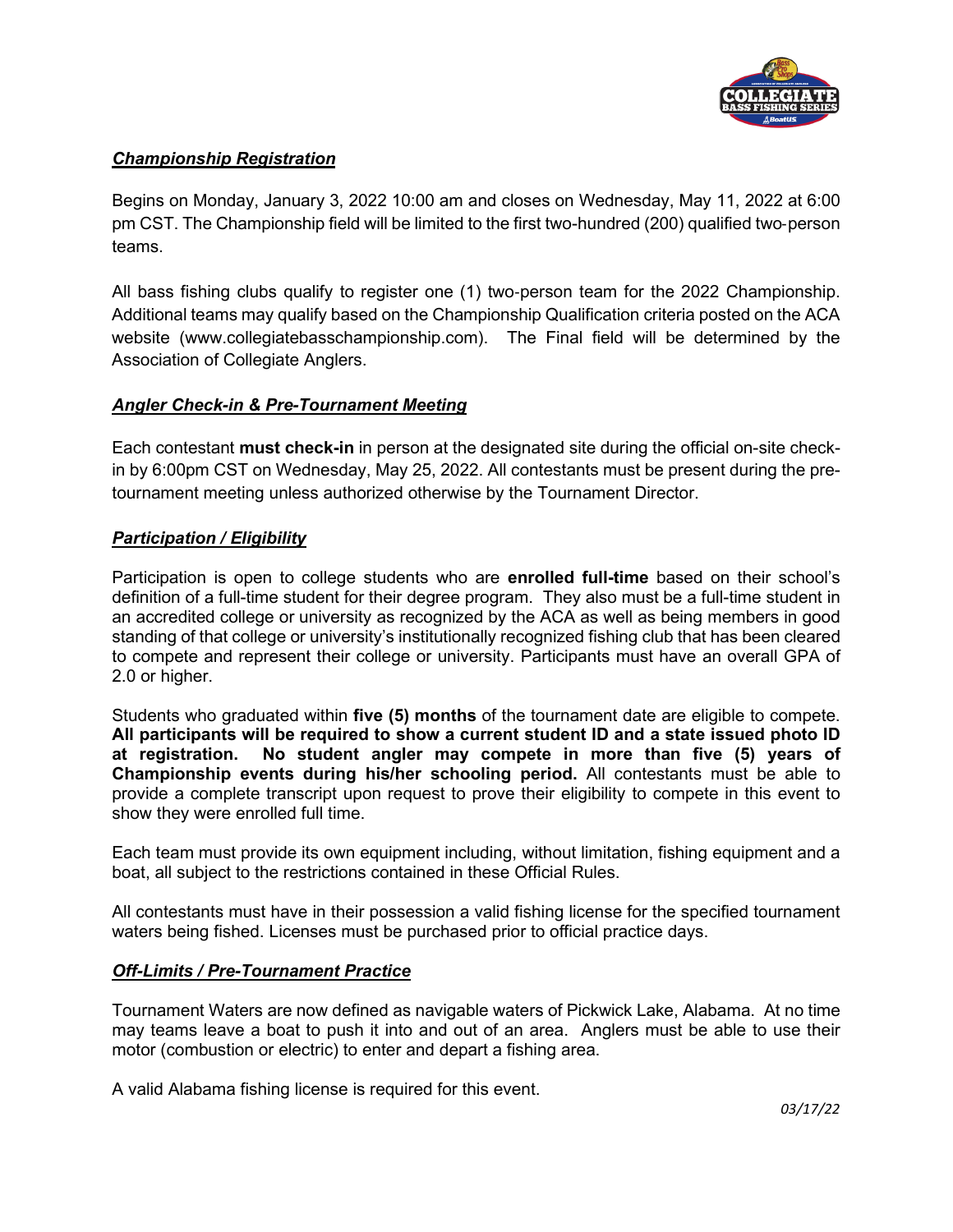## ***Championship Registration***

Begins on Monday, January 3, 2022 10:00 am and closes on Wednesday, May 11, 2022 at 6:00 pm CST. The Championship field will be limited to the first two-hundred (200) qualified two-person teams.

All bass fishing clubs qualify to register one (1) two-person team for the 2022 Championship. Additional teams may qualify based on the Championship Qualification criteria posted on the ACA website (www.collegiatebasschampionship.com). The Final field will be determined by the Association of Collegiate Anglers.

## ***Angler Check-in & Pre-Tournament Meeting***

Each contestant **must check-in** in person at the designated site during the official on-site check-in by 6:00pm CST on Wednesday, May 25, 2022. All contestants must be present during the pre-tournament meeting unless authorized otherwise by the Tournament Director.

## ***Participation / Eligibility***

Participation is open to college students who are **enrolled full-time** based on their school's definition of a full-time student for their degree program. They also must be a full-time student in an accredited college or university as recognized by the ACA as well as being members in good standing of that college or university's institutionally recognized fishing club that has been cleared to compete and represent their college or university. Participants must have an overall GPA of 2.0 or higher.

Students who graduated within **five (5) months** of the tournament date are eligible to compete. **All participants will be required to show a current student ID and a state issued photo ID at registration. No student angler may compete in more than five (5) years of Championship events during his/her schooling period.** All contestants must be able to provide a complete transcript upon request to prove their eligibility to compete in this event to show they were enrolled full time.

Each team must provide its own equipment including, without limitation, fishing equipment and a boat, all subject to the restrictions contained in these Official Rules.

All contestants must have in their possession a valid fishing license for the specified tournament waters being fished. Licenses must be purchased prior to official practice days.

## ***Off-Limits / Pre-Tournament Practice***

Tournament Waters are now defined as navigable waters of Pickwick Lake, Alabama. At no time may teams leave a boat to push it into and out of an area. Anglers must be able to use their motor (combustion or electric) to enter and depart a fishing area.

A valid Alabama fishing license is required for this event.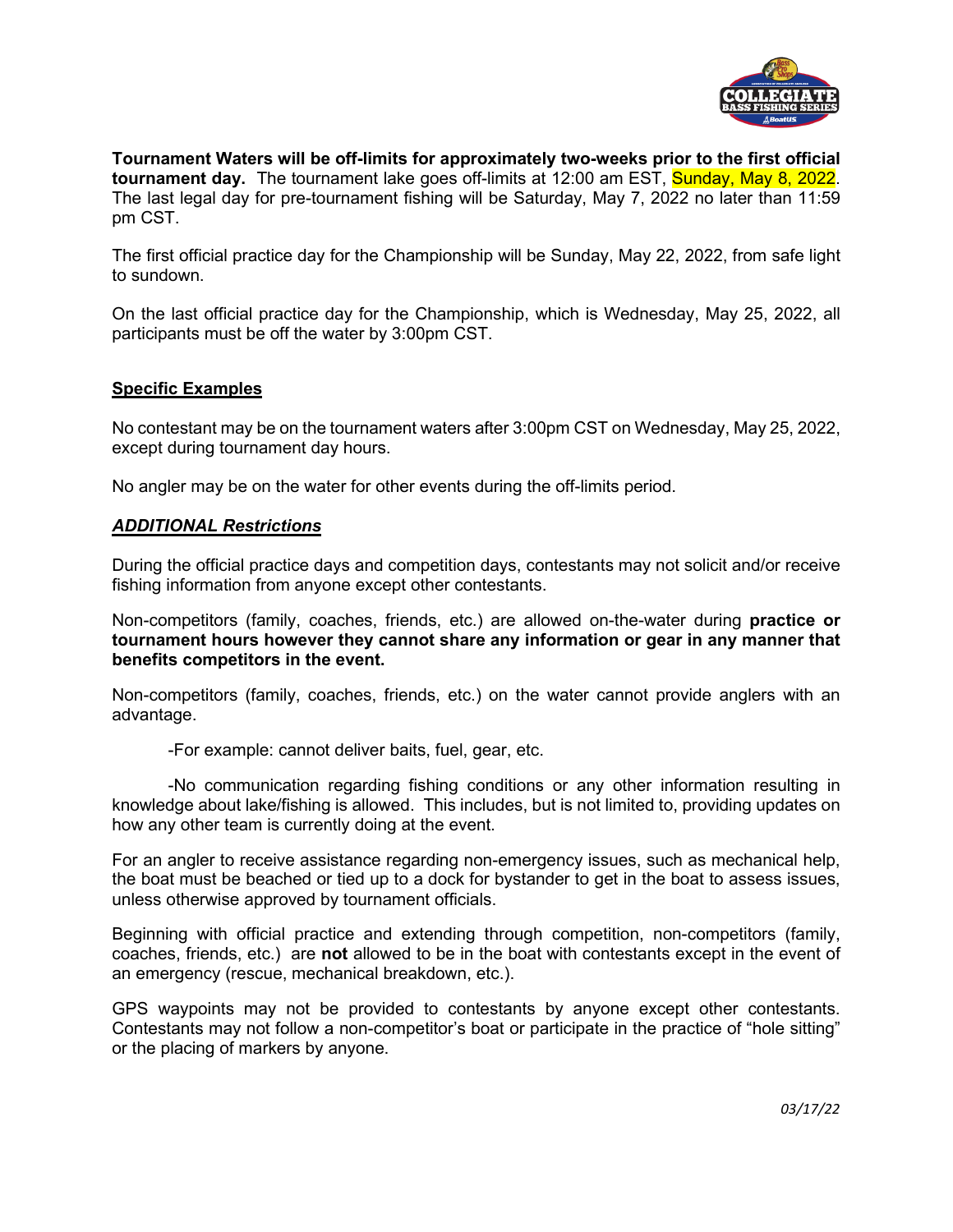**Tournament Waters will be off-limits for approximately two-weeks prior to the first official tournament day.** The tournament lake goes off-limits at 12:00 am EST, Sunday, May 8, 2022. The last legal day for pre-tournament fishing will be Saturday, May 7, 2022 no later than 11:59 pm CST.

The first official practice day for the Championship will be Sunday, May 22, 2022, from safe light to sundown.

On the last official practice day for the Championship, which is Wednesday, May 25, 2022, all participants must be off the water by 3:00pm CST.

**Specific Examples**

No contestant may be on the tournament waters after 3:00pm CST on Wednesday, May 25, 2022, except during tournament day hours.

No angler may be on the water for other events during the off-limits period.

***ADDITIONAL Restrictions***

During the official practice days and competition days, contestants may not solicit and/or receive fishing information from anyone except other contestants.

Non-competitors (family, coaches, friends, etc.) are allowed on-the-water during **practice or tournament hours however they cannot share any information or gear in any manner that benefits competitors in the event.**

Non-competitors (family, coaches, friends, etc.) on the water cannot provide anglers with an advantage.

-For example: cannot deliver baits, fuel, gear, etc.

-No communication regarding fishing conditions or any other information resulting in knowledge about lake/fishing is allowed. This includes, but is not limited to, providing updates on how any other team is currently doing at the event.

For an angler to receive assistance regarding non-emergency issues, such as mechanical help, the boat must be beached or tied up to a dock for bystander to get in the boat to assess issues, unless otherwise approved by tournament officials.

Beginning with official practice and extending through competition, non-competitors (family, coaches, friends, etc.) are **not** allowed to be in the boat with contestants except in the event of an emergency (rescue, mechanical breakdown, etc.).

GPS waypoints may not be provided to contestants by anyone except other contestants. Contestants may not follow a non-competitor's boat or participate in the practice of "hole sitting" or the placing of markers by anyone.

*03/17/22*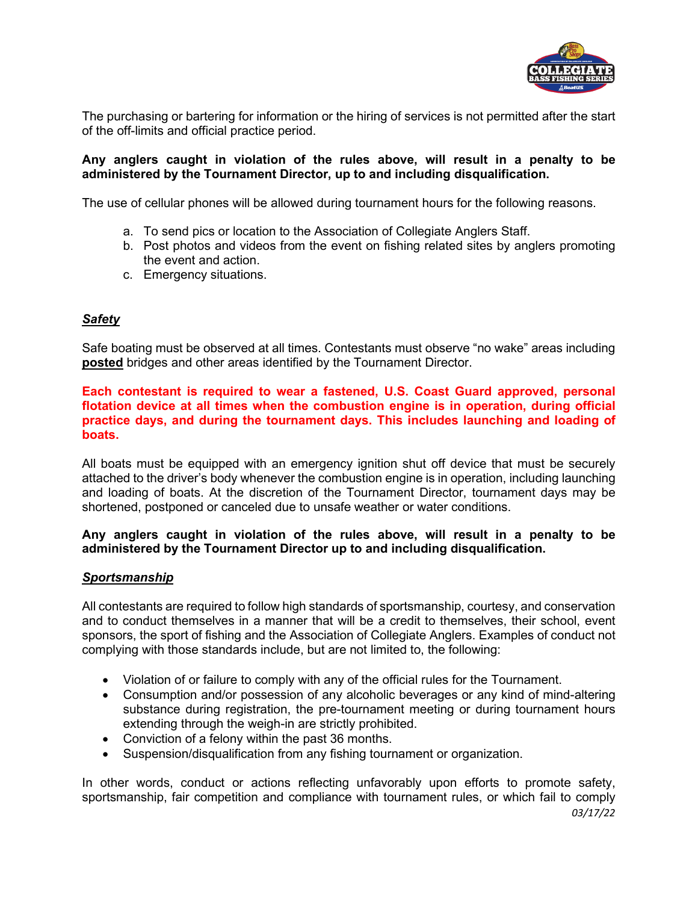The purchasing or bartering for information or the hiring of services is not permitted after the start of the off-limits and official practice period.

**Any anglers caught in violation of the rules above, will result in a penalty to be administered by the Tournament Director, up to and including disqualification.**

The use of cellular phones will be allowed during tournament hours for the following reasons.

a. To send pics or location to the Association of Collegiate Anglers Staff.
b. Post photos and videos from the event on fishing related sites by anglers promoting the event and action.
c. Emergency situations.

## ***Safety***

Safe boating must be observed at all times. Contestants must observe “no wake” areas including **posted** bridges and other areas identified by the Tournament Director.

**Each contestant is required to wear a fastened, U.S. Coast Guard approved, personal flotation device at all times when the combustion engine is in operation, during official practice days, and during the tournament days. This includes launching and loading of boats.**

All boats must be equipped with an emergency ignition shut off device that must be securely attached to the driver’s body whenever the combustion engine is in operation, including launching and loading of boats. At the discretion of the Tournament Director, tournament days may be shortened, postponed or canceled due to unsafe weather or water conditions.

**Any anglers caught in violation of the rules above, will result in a penalty to be administered by the Tournament Director up to and including disqualification.**

## ***Sportsmanship***

All contestants are required to follow high standards of sportsmanship, courtesy, and conservation and to conduct themselves in a manner that will be a credit to themselves, their school, event sponsors, the sport of fishing and the Association of Collegiate Anglers. Examples of conduct not complying with those standards include, but are not limited to, the following:

- Violation of or failure to comply with any of the official rules for the Tournament.
- Consumption and/or possession of any alcoholic beverages or any kind of mind-altering substance during registration, the pre-tournament meeting or during tournament hours extending through the weigh-in are strictly prohibited.
- Conviction of a felony within the past 36 months.
- Suspension/disqualification from any fishing tournament or organization.

In other words, conduct or actions reflecting unfavorably upon efforts to promote safety, sportsmanship, fair competition and compliance with tournament rules, or which fail to comply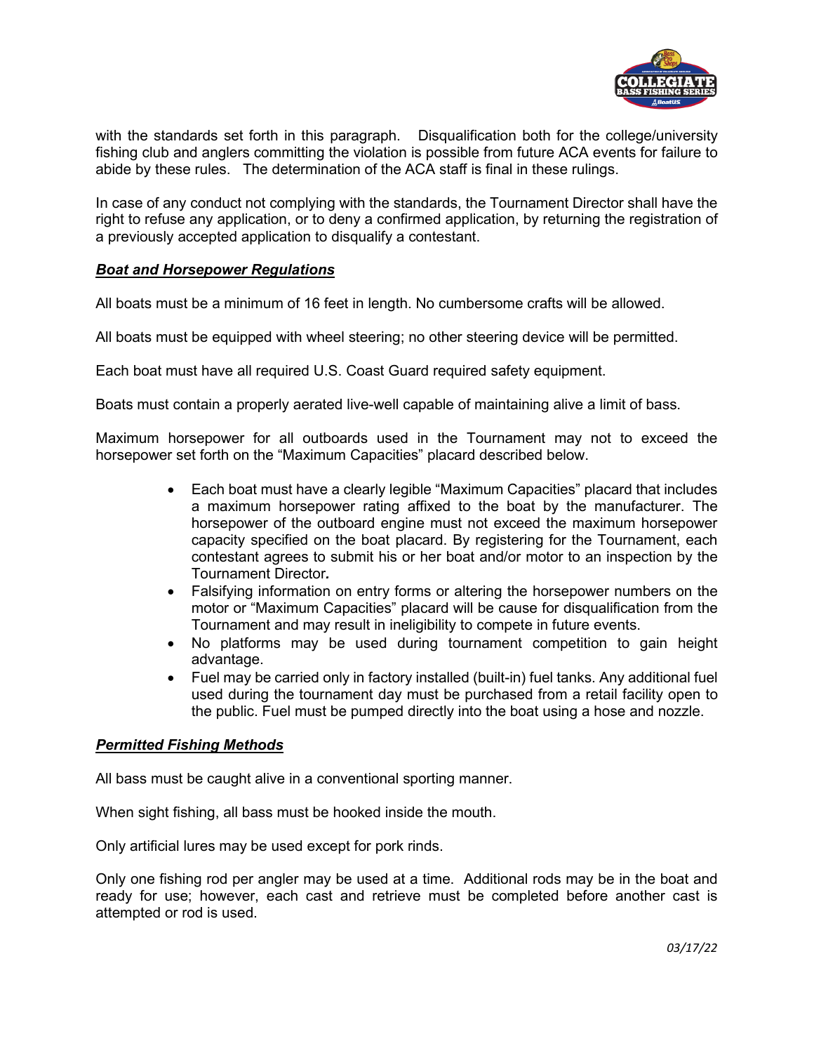with the standards set forth in this paragraph. Disqualification both for the college/university fishing club and anglers committing the violation is possible from future ACA events for failure to abide by these rules. The determination of the ACA staff is final in these rulings.

In case of any conduct not complying with the standards, the Tournament Director shall have the right to refuse any application, or to deny a confirmed application, by returning the registration of a previously accepted application to disqualify a contestant.

***Boat and Horsepower Regulations***

All boats must be a minimum of 16 feet in length. No cumbersome crafts will be allowed.

All boats must be equipped with wheel steering; no other steering device will be permitted.

Each boat must have all required U.S. Coast Guard required safety equipment.

Boats must contain a properly aerated live-well capable of maintaining alive a limit of bass.

Maximum horsepower for all outboards used in the Tournament may not to exceed the horsepower set forth on the "Maximum Capacities" placard described below.

- Each boat must have a clearly legible "Maximum Capacities" placard that includes a maximum horsepower rating affixed to the boat by the manufacturer. The horsepower of the outboard engine must not exceed the maximum horsepower capacity specified on the boat placard. By registering for the Tournament, each contestant agrees to submit his or her boat and/or motor to an inspection by the Tournament Director.
- Falsifying information on entry forms or altering the horsepower numbers on the motor or "Maximum Capacities" placard will be cause for disqualification from the Tournament and may result in ineligibility to compete in future events.
- No platforms may be used during tournament competition to gain height advantage.
- Fuel may be carried only in factory installed (built-in) fuel tanks. Any additional fuel used during the tournament day must be purchased from a retail facility open to the public. Fuel must be pumped directly into the boat using a hose and nozzle.

***Permitted Fishing Methods***

All bass must be caught alive in a conventional sporting manner.

When sight fishing, all bass must be hooked inside the mouth.

Only artificial lures may be used except for pork rinds.

Only one fishing rod per angler may be used at a time. Additional rods may be in the boat and ready for use; however, each cast and retrieve must be completed before another cast is attempted or rod is used.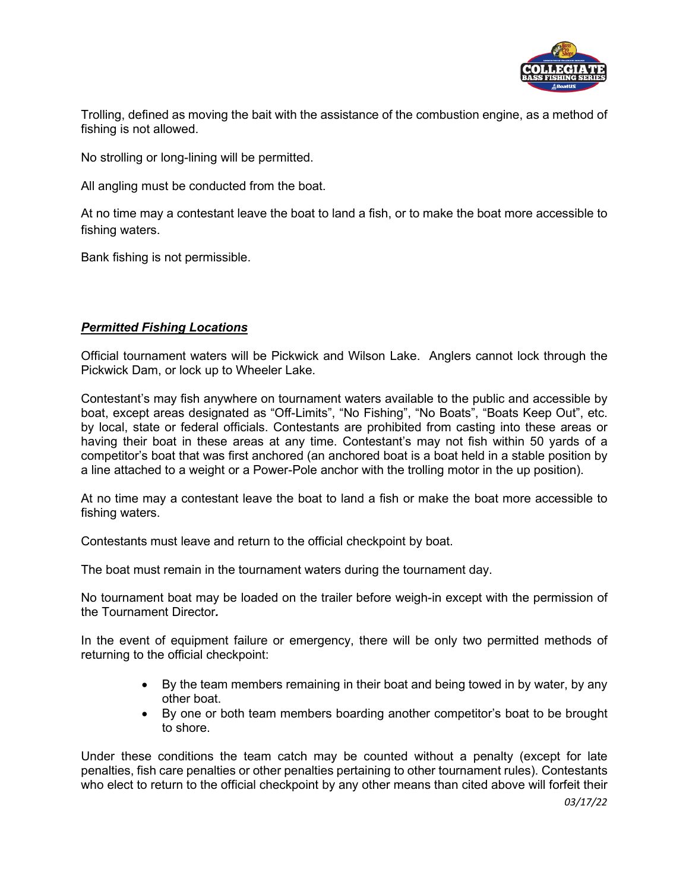Trolling, defined as moving the bait with the assistance of the combustion engine, as a method of fishing is not allowed.

No strolling or long-lining will be permitted.

All angling must be conducted from the boat.

At no time may a contestant leave the boat to land a fish, or to make the boat more accessible to fishing waters.

Bank fishing is not permissible.

***Permitted Fishing Locations***

Official tournament waters will be Pickwick and Wilson Lake. Anglers cannot lock through the Pickwick Dam, or lock up to Wheeler Lake.

Contestant's may fish anywhere on tournament waters available to the public and accessible by boat, except areas designated as "Off-Limits", "No Fishing", "No Boats", "Boats Keep Out", etc. by local, state or federal officials. Contestants are prohibited from casting into these areas or having their boat in these areas at any time. Contestant's may not fish within 50 yards of a competitor's boat that was first anchored (an anchored boat is a boat held in a stable position by a line attached to a weight or a Power-Pole anchor with the trolling motor in the up position).

At no time may a contestant leave the boat to land a fish or make the boat more accessible to fishing waters.

Contestants must leave and return to the official checkpoint by boat.

The boat must remain in the tournament waters during the tournament day.

No tournament boat may be loaded on the trailer before weigh-in except with the permission of the Tournament Director.

In the event of equipment failure or emergency, there will be only two permitted methods of returning to the official checkpoint:

- By the team members remaining in their boat and being towed in by water, by any other boat.
- By one or both team members boarding another competitor's boat to be brought to shore.

Under these conditions the team catch may be counted without a penalty (except for late penalties, fish care penalties or other penalties pertaining to other tournament rules). Contestants who elect to return to the official checkpoint by any other means than cited above will forfeit their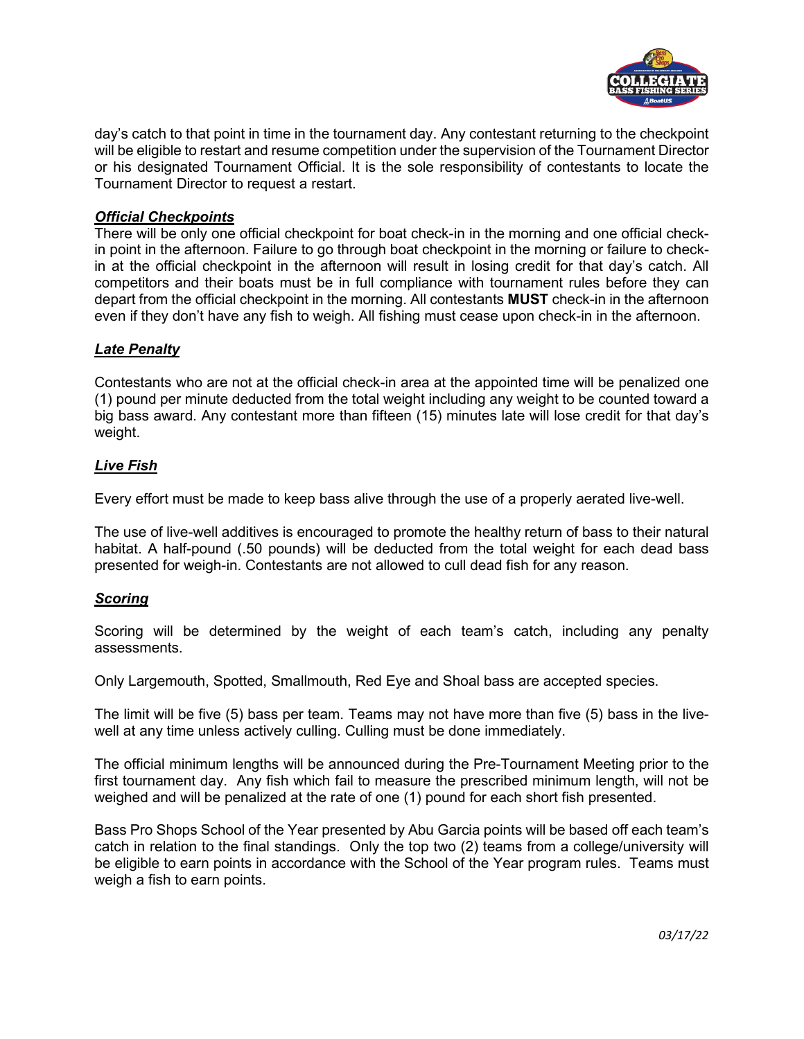day's catch to that point in time in the tournament day. Any contestant returning to the checkpoint will be eligible to restart and resume competition under the supervision of the Tournament Director or his designated Tournament Official. It is the sole responsibility of contestants to locate the Tournament Director to request a restart.

***Official Checkpoints***

There will be only one official checkpoint for boat check-in in the morning and one official check-in point in the afternoon. Failure to go through boat checkpoint in the morning or failure to check-in at the official checkpoint in the afternoon will result in losing credit for that day's catch. All competitors and their boats must be in full compliance with tournament rules before they can depart from the official checkpoint in the morning. All contestants **MUST** check-in in the afternoon even if they don't have any fish to weigh. All fishing must cease upon check-in in the afternoon.

***Late Penalty***

Contestants who are not at the official check-in area at the appointed time will be penalized one (1) pound per minute deducted from the total weight including any weight to be counted toward a big bass award. Any contestant more than fifteen (15) minutes late will lose credit for that day's weight.

***Live Fish***

Every effort must be made to keep bass alive through the use of a properly aerated live-well.

The use of live-well additives is encouraged to promote the healthy return of bass to their natural habitat. A half-pound (.50 pounds) will be deducted from the total weight for each dead bass presented for weigh-in. Contestants are not allowed to cull dead fish for any reason.

***Scoring***

Scoring will be determined by the weight of each team's catch, including any penalty assessments.

Only Largemouth, Spotted, Smallmouth, Red Eye and Shoal bass are accepted species.

The limit will be five (5) bass per team. Teams may not have more than five (5) bass in the live-well at any time unless actively culling. Culling must be done immediately.

The official minimum lengths will be announced during the Pre-Tournament Meeting prior to the first tournament day. Any fish which fail to measure the prescribed minimum length, will not be weighed and will be penalized at the rate of one (1) pound for each short fish presented.

Bass Pro Shops School of the Year presented by Abu Garcia points will be based off each team's catch in relation to the final standings. Only the top two (2) teams from a college/university will be eligible to earn points in accordance with the School of the Year program rules. Teams must weigh a fish to earn points.

*03/17/22*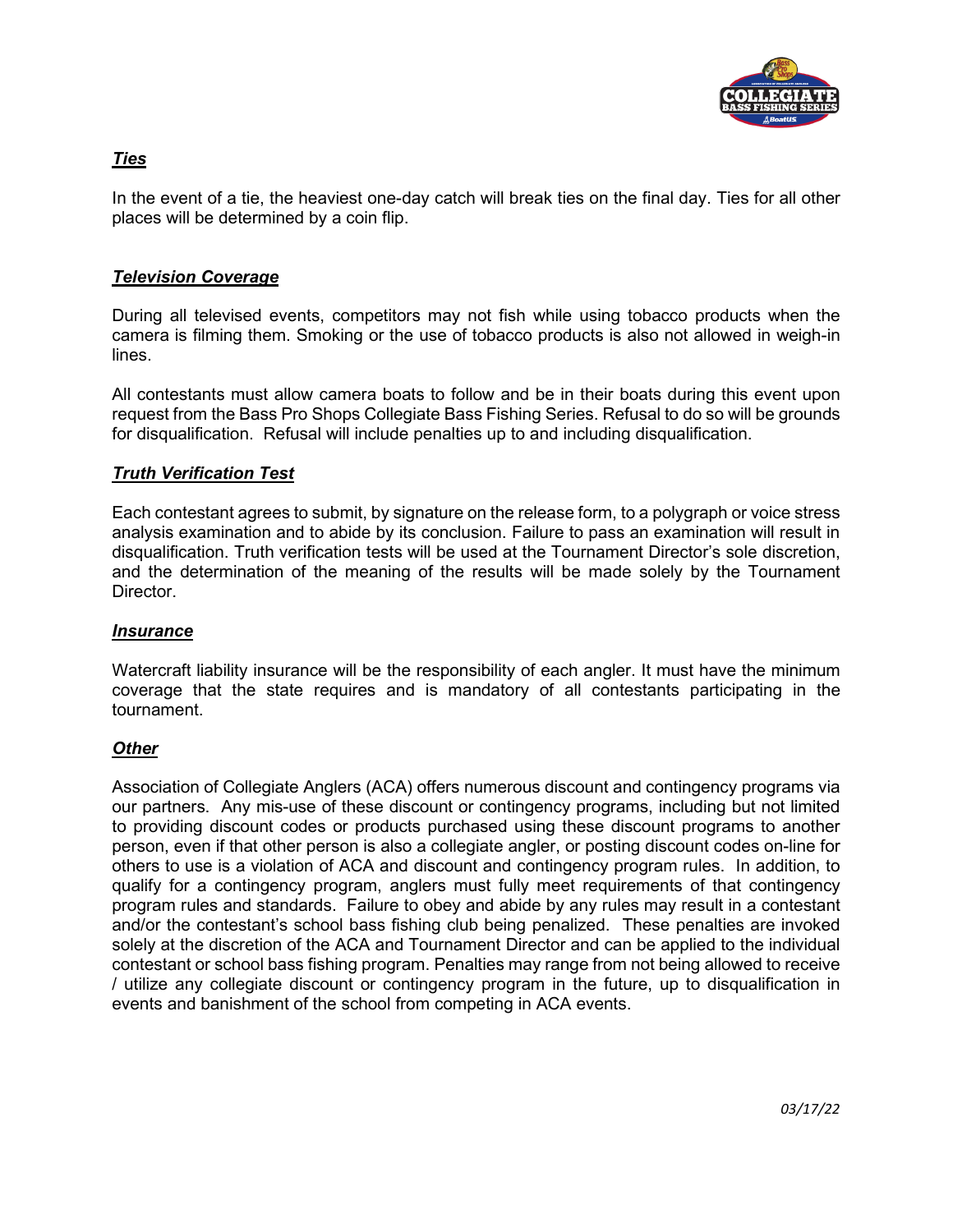### ***Ties***

In the event of a tie, the heaviest one-day catch will break ties on the final day. Ties for all other places will be determined by a coin flip.

### ***Television Coverage***

During all televised events, competitors may not fish while using tobacco products when the camera is filming them. Smoking or the use of tobacco products is also not allowed in weigh-in lines.

All contestants must allow camera boats to follow and be in their boats during this event upon request from the Bass Pro Shops Collegiate Bass Fishing Series. Refusal to do so will be grounds for disqualification. Refusal will include penalties up to and including disqualification.

### ***Truth Verification Test***

Each contestant agrees to submit, by signature on the release form, to a polygraph or voice stress analysis examination and to abide by its conclusion. Failure to pass an examination will result in disqualification. Truth verification tests will be used at the Tournament Director's sole discretion, and the determination of the meaning of the results will be made solely by the Tournament Director.

### ***Insurance***

Watercraft liability insurance will be the responsibility of each angler. It must have the minimum coverage that the state requires and is mandatory of all contestants participating in the tournament.

### ***Other***

Association of Collegiate Anglers (ACA) offers numerous discount and contingency programs via our partners. Any mis-use of these discount or contingency programs, including but not limited to providing discount codes or products purchased using these discount programs to another person, even if that other person is also a collegiate angler, or posting discount codes on-line for others to use is a violation of ACA and discount and contingency program rules. In addition, to qualify for a contingency program, anglers must fully meet requirements of that contingency program rules and standards. Failure to obey and abide by any rules may result in a contestant and/or the contestant's school bass fishing club being penalized. These penalties are invoked solely at the discretion of the ACA and Tournament Director and can be applied to the individual contestant or school bass fishing program. Penalties may range from not being allowed to receive / utilize any collegiate discount or contingency program in the future, up to disqualification in events and banishment of the school from competing in ACA events.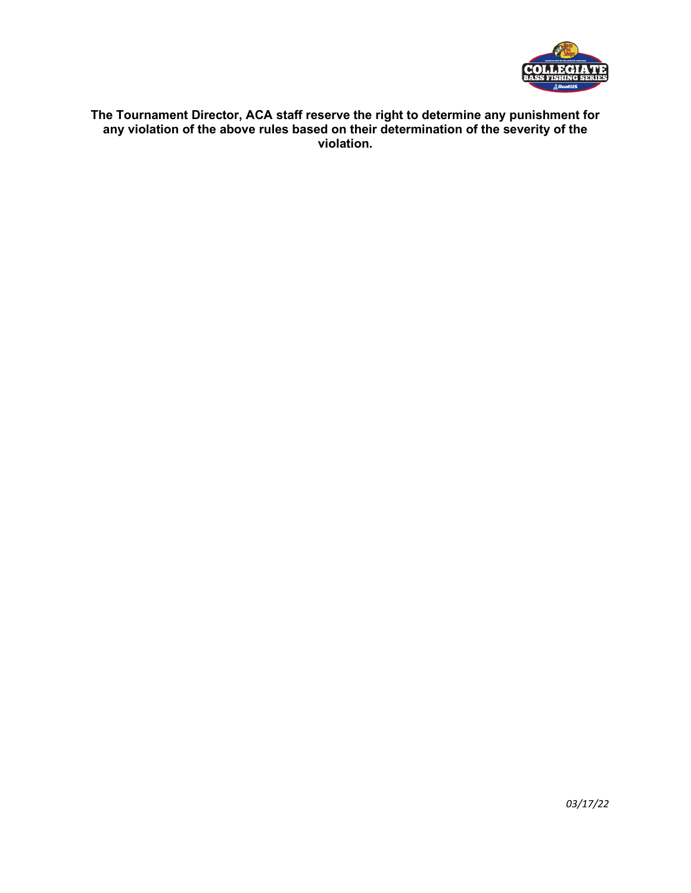**The Tournament Director, ACA staff reserve the right to determine any punishment for any violation of the above rules based on their determination of the severity of the violation.**

*03/17/22*